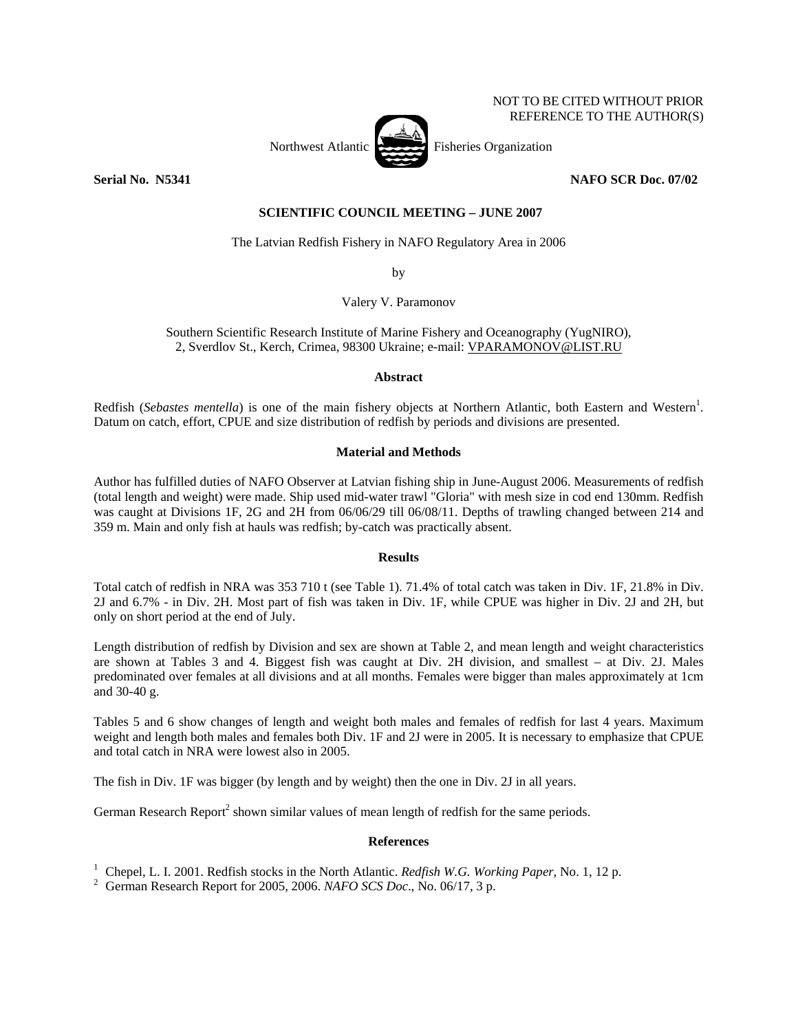NOT TO BE CITED WITHOUT PRIOR REFERENCE TO THE AUTHOR(S)

Northwest Atlantic Fisheries Organization

**Serial No. N5341** **NAFO SCR Doc. 07/02**

**SCIENTIFIC COUNCIL MEETING – JUNE 2007**

The Latvian Redfish Fishery in NAFO Regulatory Area in 2006

by

Valery V. Paramonov

Southern Scientific Research Institute of Marine Fishery and Oceanography (YugNIRO), 2, Sverdlov St., Kerch, Crimea, 98300 Ukraine; e-mail: VPARAMONOV@LIST.RU

## Abstract

Redfish (*Sebastes mentella*) is one of the main fishery objects at Northern Atlantic, both Eastern and Western[1]. Datum on catch, effort, CPUE and size distribution of redfish by periods and divisions are presented.

## Material and Methods

Author has fulfilled duties of NAFO Observer at Latvian fishing ship in June-August 2006. Measurements of redfish (total length and weight) were made. Ship used mid-water trawl "Gloria" with mesh size in cod end 130mm. Redfish was caught at Divisions 1F, 2G and 2H from 06/06/29 till 06/08/11. Depths of trawling changed between 214 and 359 m. Main and only fish at hauls was redfish; by-catch was practically absent.

## Results

Total catch of redfish in NRA was 353 710 t (see Table 1). 71.4% of total catch was taken in Div. 1F, 21.8% in Div. 2J and 6.7% - in Div. 2H. Most part of fish was taken in Div. 1F, while CPUE was higher in Div. 2J and 2H, but only on short period at the end of July.

Length distribution of redfish by Division and sex are shown at Table 2, and mean length and weight characteristics are shown at Tables 3 and 4. Biggest fish was caught at Div. 2H division, and smallest – at Div. 2J. Males predominated over females at all divisions and at all months. Females were bigger than males approximately at 1cm and 30-40 g.

Tables 5 and 6 show changes of length and weight both males and females of redfish for last 4 years. Maximum weight and length both males and females both Div. 1F and 2J were in 2005. It is necessary to emphasize that CPUE and total catch in NRA were lowest also in 2005.

The fish in Div. 1F was bigger (by length and by weight) then the one in Div. 2J in all years.

German Research Report[2] shown similar values of mean length of redfish for the same periods.

## References

[1] Chepel, L. I. 2001. Redfish stocks in the North Atlantic. *Redfish W.G. Working Paper*, No. 1, 12 p.

[2] German Research Report for 2005, 2006. *NAFO SCS Doc*., No. 06/17, 3 p.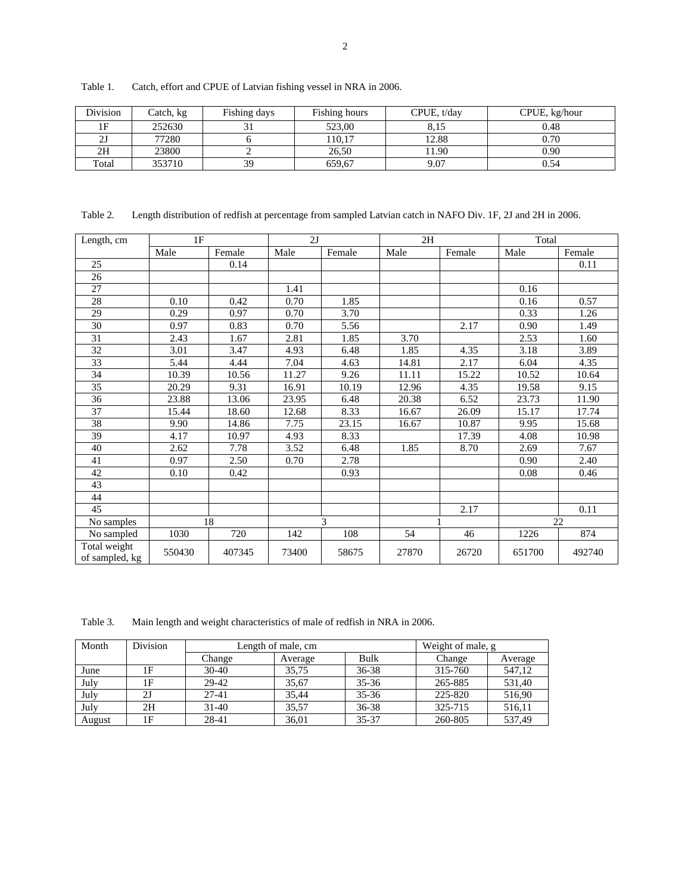Table 1. Catch, effort and CPUE of Latvian fishing vessel in NRA in 2006.

| Division | Catch, kg | Fishing days | Fishing hours | CPUE, t/day | CPUE, kg/hour |
|---|---|---|---|---|---|
| 1F | 252630 | 31 | 523,00 | 8,15 | 0.48 |
| 2J | 77280 | 6 | 110,17 | 12.88 | 0.70 |
| 2H | 23800 | 2 | 26,50 | 11.90 | 0.90 |
| Total | 353710 | 39 | 659,67 | 9.07 | 0.54 |

Table 2. Length distribution of redfish at percentage from sampled Latvian catch in NAFO Div. 1F, 2J and 2H in 2006.

| Length, cm | 1F | | 2J | | 2H | | Total | |
|---|---|---|---|---|---|---|---|---|
| | Male | Female | Male | Female | Male | Female | Male | Female |
| 25 | | 0.14 | | | | | | 0.11 |
| 26 | | | | | | | | |
| 27 | | | 1.41 | | | | 0.16 | |
| 28 | 0.10 | 0.42 | 0.70 | 1.85 | | | 0.16 | 0.57 |
| 29 | 0.29 | 0.97 | 0.70 | 3.70 | | | 0.33 | 1.26 |
| 30 | 0.97 | 0.83 | 0.70 | 5.56 | | 2.17 | 0.90 | 1.49 |
| 31 | 2.43 | 1.67 | 2.81 | 1.85 | 3.70 | | 2.53 | 1.60 |
| 32 | 3.01 | 3.47 | 4.93 | 6.48 | 1.85 | 4.35 | 3.18 | 3.89 |
| 33 | 5.44 | 4.44 | 7.04 | 4.63 | 14.81 | 2.17 | 6.04 | 4.35 |
| 34 | 10.39 | 10.56 | 11.27 | 9.26 | 11.11 | 15.22 | 10.52 | 10.64 |
| 35 | 20.29 | 9.31 | 16.91 | 10.19 | 12.96 | 4.35 | 19.58 | 9.15 |
| 36 | 23.88 | 13.06 | 23.95 | 6.48 | 20.38 | 6.52 | 23.73 | 11.90 |
| 37 | 15.44 | 18.60 | 12.68 | 8.33 | 16.67 | 26.09 | 15.17 | 17.74 |
| 38 | 9.90 | 14.86 | 7.75 | 23.15 | 16.67 | 10.87 | 9.95 | 15.68 |
| 39 | 4.17 | 10.97 | 4.93 | 8.33 | | 17.39 | 4.08 | 10.98 |
| 40 | 2.62 | 7.78 | 3.52 | 6.48 | 1.85 | 8.70 | 2.69 | 7.67 |
| 41 | 0.97 | 2.50 | 0.70 | 2.78 | | | 0.90 | 2.40 |
| 42 | 0.10 | 0.42 | | 0.93 | | | 0.08 | 0.46 |
| 43 | | | | | | | | |
| 44 | | | | | | | | |
| 45 | | | | | | 2.17 | | 0.11 |
| No samples | 18 | | 3 | | 1 | | 22 | |
| No sampled | 1030 | 720 | 142 | 108 | 54 | 46 | 1226 | 874 |
| Total weight of sampled, kg | 550430 | 407345 | 73400 | 58675 | 27870 | 26720 | 651700 | 492740 |

Table 3. Main length and weight characteristics of male of redfish in NRA in 2006.

| Month | Division | Length of male, cm | | | Weight of male, g | |
|---|---|---|---|---|---|---|
| | | Change | Average | Bulk | Change | Average |
| June | 1F | 30-40 | 35,75 | 36-38 | 315-760 | 547,12 |
| July | 1F | 29-42 | 35,67 | 35-36 | 265-885 | 531,40 |
| July | 2J | 27-41 | 35,44 | 35-36 | 225-820 | 516,90 |
| July | 2H | 31-40 | 35,57 | 36-38 | 325-715 | 516,11 |
| August | 1F | 28-41 | 36,01 | 35-37 | 260-805 | 537,49 |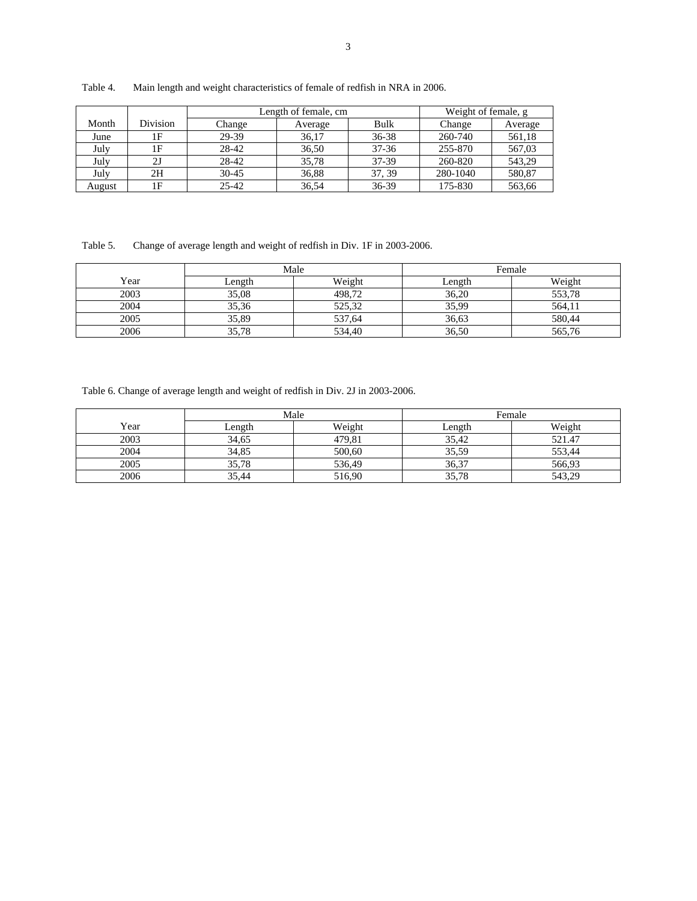Table 4. Main length and weight characteristics of female of redfish in NRA in 2006.

| Month | Division | Length of female, cm | | | Weight of female, g | |
|---|---|---|---|---|---|---|
| | | Change | Average | Bulk | Change | Average |
| June | 1F | 29-39 | 36,17 | 36-38 | 260-740 | 561,18 |
| July | 1F | 28-42 | 36,50 | 37-36 | 255-870 | 567,03 |
| July | 2J | 28-42 | 35,78 | 37-39 | 260-820 | 543,29 |
| July | 2H | 30-45 | 36,88 | 37, 39 | 280-1040 | 580,87 |
| August | 1F | 25-42 | 36,54 | 36-39 | 175-830 | 563,66 |

Table 5. Change of average length and weight of redfish in Div. 1F in 2003-2006.

| | Male | | Female | |
|---|---|---|---|---|
| Year | Length | Weight | Length | Weight |
| 2003 | 35,08 | 498,72 | 36,20 | 553,78 |
| 2004 | 35,36 | 525,32 | 35,99 | 564,11 |
| 2005 | 35,89 | 537,64 | 36,63 | 580,44 |
| 2006 | 35,78 | 534,40 | 36,50 | 565,76 |

Table 6. Change of average length and weight of redfish in Div. 2J in 2003-2006.

| | Male | | Female | |
|---|---|---|---|---|
| Year | Length | Weight | Length | Weight |
| 2003 | 34,65 | 479,81 | 35,42 | 521.47 |
| 2004 | 34,85 | 500,60 | 35,59 | 553,44 |
| 2005 | 35,78 | 536,49 | 36,37 | 566,93 |
| 2006 | 35,44 | 516,90 | 35,78 | 543,29 |